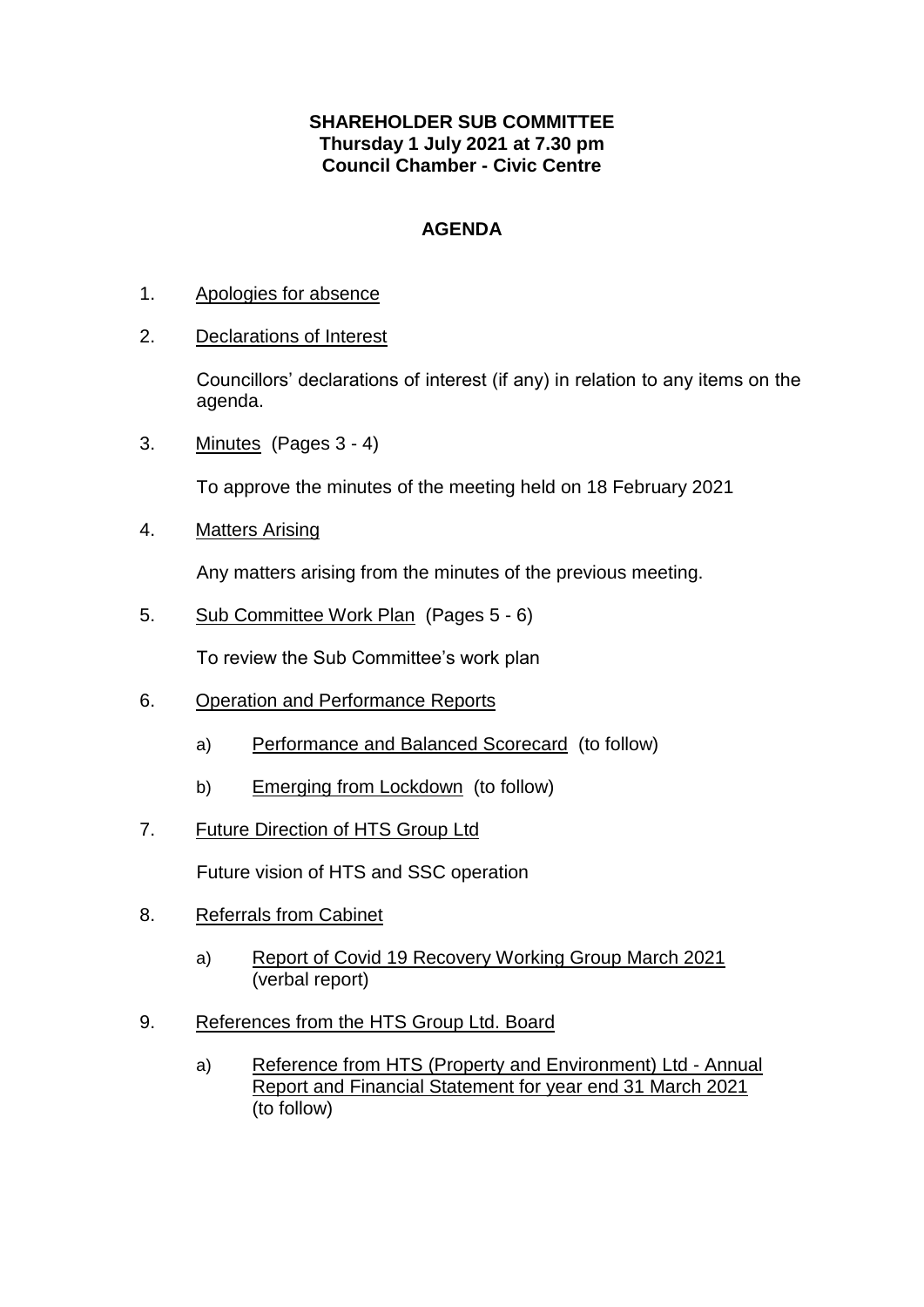**SHAREHOLDER SUB COMMITTEE**
**Thursday 1 July 2021 at 7.30 pm**
**Council Chamber - Civic Centre**

# AGENDA

1. Apologies for absence

2. Declarations of Interest

   Councillors' declarations of interest (if any) in relation to any items on the agenda.

3. Minutes (Pages 3 - 4)

   To approve the minutes of the meeting held on 18 February 2021

4. Matters Arising

   Any matters arising from the minutes of the previous meeting.

5. Sub Committee Work Plan (Pages 5 - 6)

   To review the Sub Committee's work plan

6. Operation and Performance Reports

   a) Performance and Balanced Scorecard (to follow)

   b) Emerging from Lockdown (to follow)

7. Future Direction of HTS Group Ltd

   Future vision of HTS and SSC operation

8. Referrals from Cabinet

   a) Report of Covid 19 Recovery Working Group March 2021 (verbal report)

9. References from the HTS Group Ltd. Board

   a) Reference from HTS (Property and Environment) Ltd - Annual Report and Financial Statement for year end 31 March 2021 (to follow)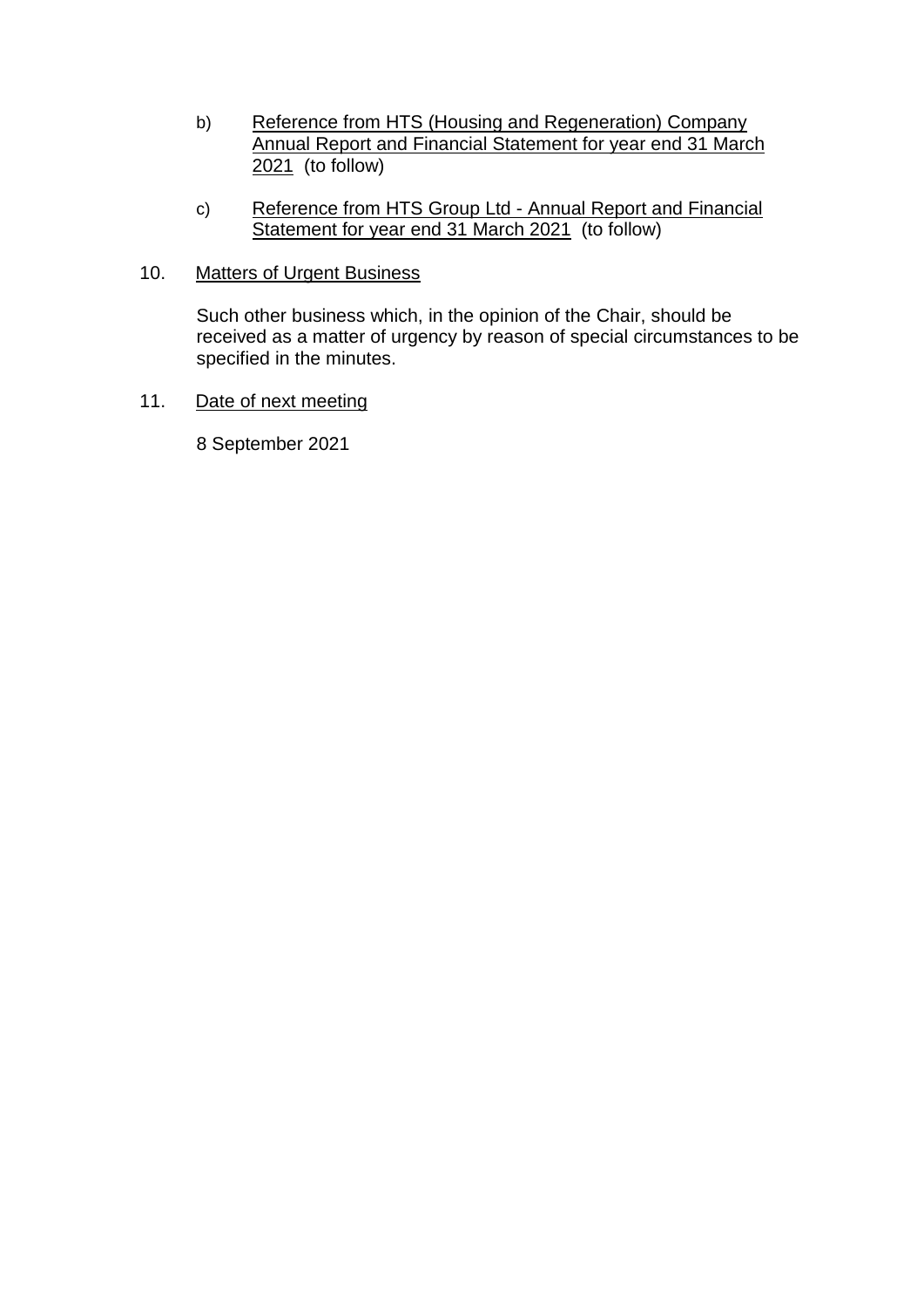b) Reference from HTS (Housing and Regeneration) Company Annual Report and Financial Statement for year end 31 March 2021 (to follow)

c) Reference from HTS Group Ltd - Annual Report and Financial Statement for year end 31 March 2021 (to follow)

10. Matters of Urgent Business

Such other business which, in the opinion of the Chair, should be received as a matter of urgency by reason of special circumstances to be specified in the minutes.

11. Date of next meeting

8 September 2021